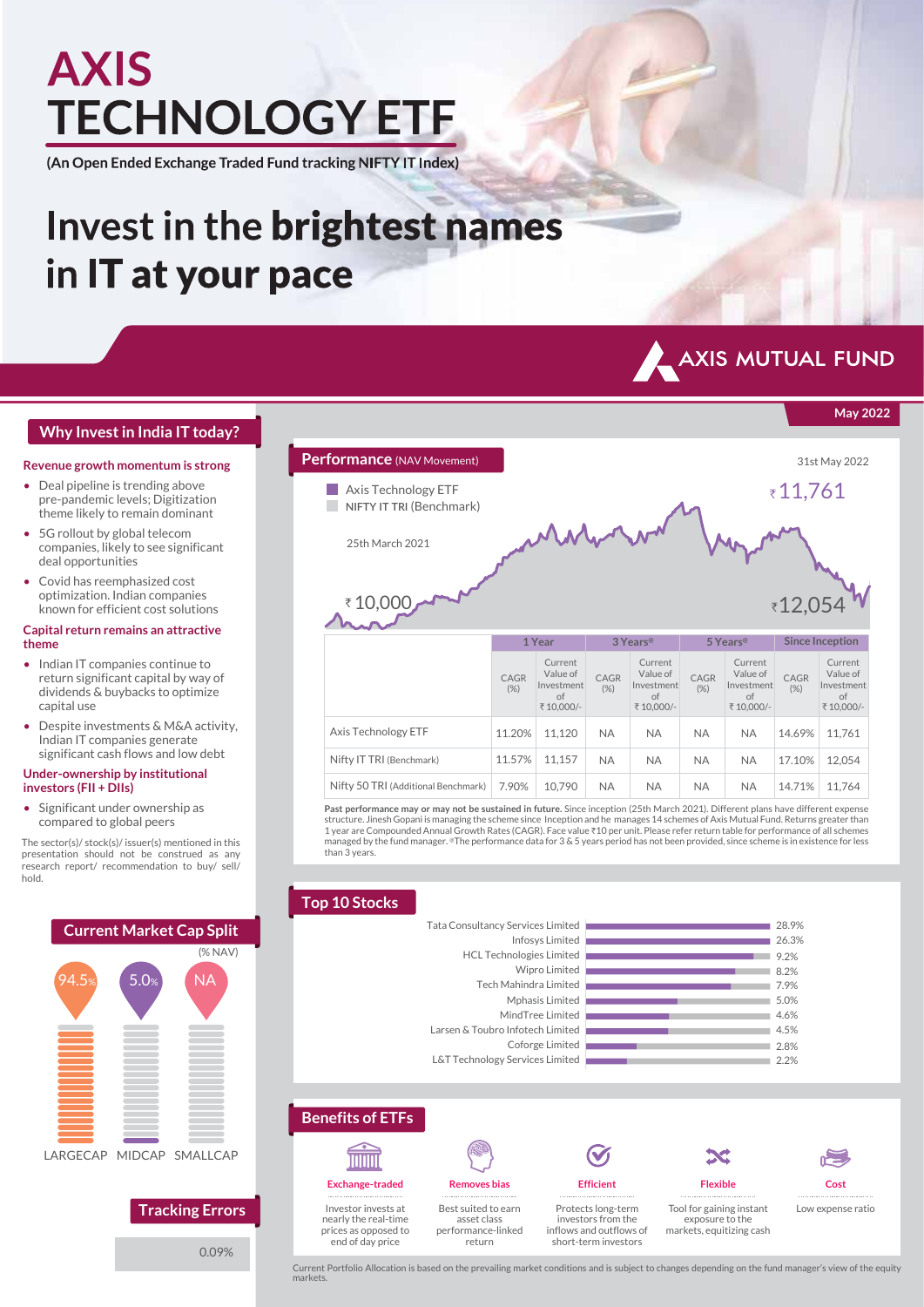# AXIS TECHNOLOGY ETF

**(An Open Ended Exchange Traded Fund tracking NIFTY IT Index)**

# Invest in the **brightest names** in IT at your pace

AXIS MUTUAL FUND

May 2022

## Why Invest in India IT today?

### Revenue growth momentum is strong

- Deal pipeline is trending above pre-pandemic levels; Digitization theme likely to remain dominant
- 5G rollout by global telecom companies, likely to see significant deal opportunities
- Covid has reemphasized cost optimization. Indian companies known for efficient cost solutions

### Capital return remains an attractive theme

- Indian IT companies continue to return significant capital by way of dividends & buybacks to optimize capital use
- Despite investments & M&A activity, Indian IT companies generate significant cash flows and low debt

### Under-ownership by institutional investors (FII + DIIs)

- Significant under ownership as compared to global peers

The sector(s)/ stock(s)/ issuer(s) mentioned in this presentation should not be construed as any research report/ recommendation to buy/ sell/ hold.

## Current Market Cap Split

(% NAV)

| LARGECAP | MIDCAP | SMALLCAP |
|---|---|---|
| 94.5% | 5.0% | NA |

## Tracking Errors

0.09%

## Performance (NAV Movement)

31st May 2022

- Axis Technology ETF
- NIFTY IT TRI (Benchmark)

25th March 2021: ₹10,000

31st May 2022: Axis Technology ETF ₹11,761; NIFTY IT TRI ₹12,054

| | 1 Year | | 3 Years@ | | 5 Years@ | | Since Inception | |
|---|---|---|---|---|---|---|---|---|
| | CAGR (%) | Current Value of Investment of ₹10,000/- | CAGR (%) | Current Value of Investment of ₹10,000/- | CAGR (%) | Current Value of Investment of ₹10,000/- | CAGR (%) | Current Value of Investment of ₹10,000/- |
| Axis Technology ETF | 11.20% | 11,120 | NA | NA | NA | NA | 14.69% | 11,761 |
| Nifty IT TRI (Benchmark) | 11.57% | 11,157 | NA | NA | NA | NA | 17.10% | 12,054 |
| Nifty 50 TRI (Additional Benchmark) | 7.90% | 10,790 | NA | NA | NA | NA | 14.71% | 11,764 |

**Past performance may or may not be sustained in future.** Since inception (25th March 2021). Different plans have different expense structure. Jinesh Gopani is managing the scheme since Inception and he manages 14 schemes of Axis Mutual Fund. Returns greater than 1 year are Compounded Annual Growth Rates (CAGR). Face value ₹10 per unit. Please refer return table for performance of all schemes managed by the fund manager. @The performance data for 3 & 5 years period has not been provided, since scheme is in existence for less than 3 years.

## Top 10 Stocks

| Stock | % |
|---|---|
| Tata Consultancy Services Limited | 28.9% |
| Infosys Limited | 26.3% |
| HCL Technologies Limited | 9.2% |
| Wipro Limited | 8.2% |
| Tech Mahindra Limited | 7.9% |
| Mphasis Limited | 5.0% |
| MindTree Limited | 4.6% |
| Larsen & Toubro Infotech Limited | 4.5% |
| Coforge Limited | 2.8% |
| L&T Technology Services Limited | 2.2% |

## Benefits of ETFs

- **Exchange-traded**: Investor invests at nearly the real-time prices as opposed to end of day price
- **Removes bias**: Best suited to earn asset class performance-linked return
- **Efficient**: Protects long-term investors from the inflows and outflows of short-term investors
- **Flexible**: Tool for gaining instant exposure to the markets, equitizing cash
- **Cost**: Low expense ratio

Current Portfolio Allocation is based on the prevailing market conditions and is subject to changes depending on the fund manager's view of the equity markets.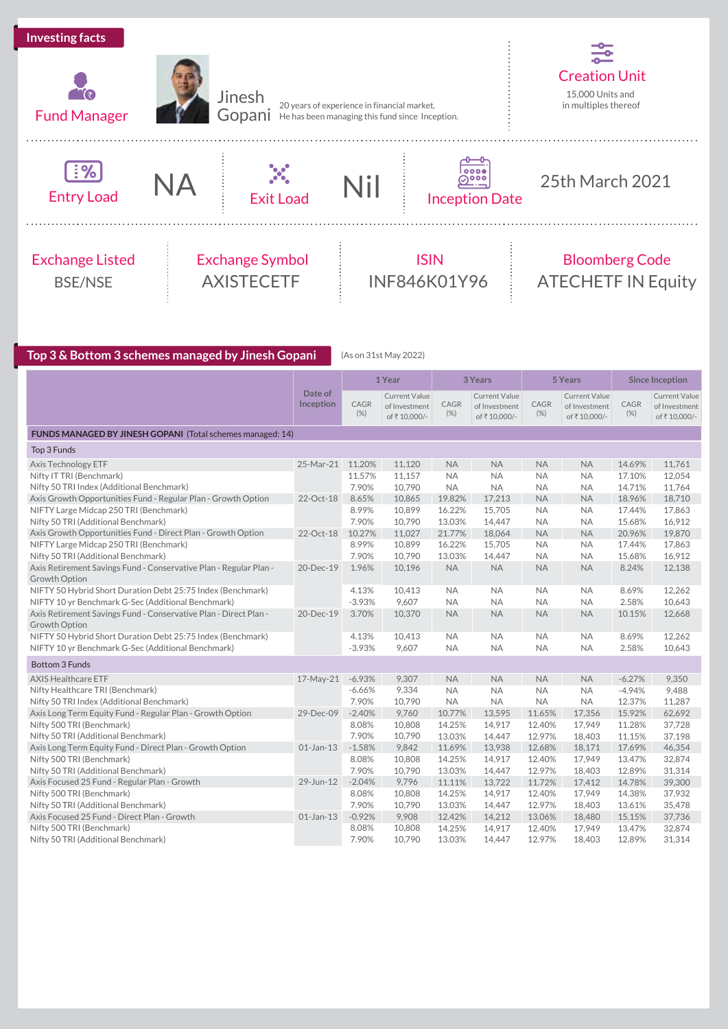## Investing facts

**Fund Manager**

Jinesh Gopani — 20 years of experience in financial market. He has been managing this fund since Inception.

**Creation Unit**

15,000 Units and in multiples thereof

**Entry Load**: NA

**Exit Load**: Nil

**Inception Date**: 25th March 2021

| Exchange Listed | Exchange Symbol | ISIN | Bloomberg Code |
|---|---|---|---|
| BSE/NSE | AXISTECETF | INF846K01Y96 | ATECHETF IN Equity |

## Top 3 & Bottom 3 schemes managed by Jinesh Gopani

(As on 31st May 2022)

| | Date of Inception | 1 Year | | 3 Years | | 5 Years | | Since Inception | |
|---|---|---|---|---|---|---|---|---|---|
| | | CAGR (%) | Current Value of Investment of ₹ 10,000/- | CAGR (%) | Current Value of Investment of ₹ 10,000/- | CAGR (%) | Current Value of Investment of ₹ 10,000/- | CAGR (%) | Current Value of Investment of ₹ 10,000/- |
| **FUNDS MANAGED BY JINESH GOPANI** (Total schemes managed: 14) | | | | | | | | | |
| Top 3 Funds | | | | | | | | | |
| Axis Technology ETF | 25-Mar-21 | 11.20% | 11,120 | NA | NA | NA | NA | 14.69% | 11,761 |
| Nifty IT TRI (Benchmark) | | 11.57% | 11,157 | NA | NA | NA | NA | 17.10% | 12,054 |
| Nifty 50 TRI Index (Additional Benchmark) | | 7.90% | 10,790 | NA | NA | NA | NA | 14.71% | 11,764 |
| Axis Growth Opportunities Fund - Regular Plan - Growth Option | 22-Oct-18 | 8.65% | 10,865 | 19.82% | 17,213 | NA | NA | 18.96% | 18,710 |
| NIFTY Large Midcap 250 TRI (Benchmark) | | 8.99% | 10,899 | 16.22% | 15,705 | NA | NA | 17.44% | 17,863 |
| Nifty 50 TRI (Additional Benchmark) | | 7.90% | 10,790 | 13.03% | 14,447 | NA | NA | 15.68% | 16,912 |
| Axis Growth Opportunities Fund - Direct Plan - Growth Option | 22-Oct-18 | 10.27% | 11,027 | 21.77% | 18,064 | NA | NA | 20.96% | 19,870 |
| NIFTY Large Midcap 250 TRI (Benchmark) | | 8.99% | 10,899 | 16.22% | 15,705 | NA | NA | 17.44% | 17,863 |
| Nifty 50 TRI (Additional Benchmark) | | 7.90% | 10,790 | 13.03% | 14,447 | NA | NA | 15.68% | 16,912 |
| Axis Retirement Savings Fund - Conservative Plan - Regular Plan - Growth Option | 20-Dec-19 | 1.96% | 10,196 | NA | NA | NA | NA | 8.24% | 12,138 |
| NIFTY 50 Hybrid Short Duration Debt 25:75 Index (Benchmark) | | 4.13% | 10,413 | NA | NA | NA | NA | 8.69% | 12,262 |
| NIFTY 10 yr Benchmark G-Sec (Additional Benchmark) | | -3.93% | 9,607 | NA | NA | NA | NA | 2.58% | 10,643 |
| Axis Retirement Savings Fund - Conservative Plan - Direct Plan - Growth Option | 20-Dec-19 | 3.70% | 10,370 | NA | NA | NA | NA | 10.15% | 12,668 |
| NIFTY 50 Hybrid Short Duration Debt 25:75 Index (Benchmark) | | 4.13% | 10,413 | NA | NA | NA | NA | 8.69% | 12,262 |
| NIFTY 10 yr Benchmark G-Sec (Additional Benchmark) | | -3.93% | 9,607 | NA | NA | NA | NA | 2.58% | 10,643 |
| Bottom 3 Funds | | | | | | | | | |
| AXIS Healthcare ETF | 17-May-21 | -6.93% | 9,307 | NA | NA | NA | NA | -6.27% | 9,350 |
| Nifty Healthcare TRI (Benchmark) | | -6.66% | 9,334 | NA | NA | NA | NA | -4.94% | 9,488 |
| Nifty 50 TRI Index (Additional Benchmark) | | 7.90% | 10,790 | NA | NA | NA | NA | 12.37% | 11,287 |
| Axis Long Term Equity Fund - Regular Plan - Growth Option | 29-Dec-09 | -2.40% | 9,760 | 10.77% | 13,595 | 11.65% | 17,356 | 15.92% | 62,692 |
| Nifty 500 TRI (Benchmark) | | 8.08% | 10,808 | 14.25% | 14,917 | 12.40% | 17,949 | 11.28% | 37,728 |
| Nifty 50 TRI (Additional Benchmark) | | 7.90% | 10,790 | 13.03% | 14,447 | 12.97% | 18,403 | 11.15% | 37,198 |
| Axis Long Term Equity Fund - Direct Plan - Growth Option | 01-Jan-13 | -1.58% | 9,842 | 11.69% | 13,938 | 12.68% | 18,171 | 17.69% | 46,354 |
| Nifty 500 TRI (Benchmark) | | 8.08% | 10,808 | 14.25% | 14,917 | 12.40% | 17,949 | 13.47% | 32,874 |
| Nifty 50 TRI (Additional Benchmark) | | 7.90% | 10,790 | 13.03% | 14,447 | 12.97% | 18,403 | 12.89% | 31,314 |
| Axis Focused 25 Fund - Regular Plan - Growth | 29-Jun-12 | -2.04% | 9,796 | 11.11% | 13,722 | 11.72% | 17,412 | 14.78% | 39,300 |
| Nifty 500 TRI (Benchmark) | | 8.08% | 10,808 | 14.25% | 14,917 | 12.40% | 17,949 | 14.38% | 37,932 |
| Nifty 50 TRI (Additional Benchmark) | | 7.90% | 10,790 | 13.03% | 14,447 | 12.97% | 18,403 | 13.61% | 35,478 |
| Axis Focused 25 Fund - Direct Plan - Growth | 01-Jan-13 | -0.92% | 9,908 | 12.42% | 14,212 | 13.06% | 18,480 | 15.15% | 37,736 |
| Nifty 500 TRI (Benchmark) | | 8.08% | 10,808 | 14.25% | 14,917 | 12.40% | 17,949 | 13.47% | 32,874 |
| Nifty 50 TRI (Additional Benchmark) | | 7.90% | 10,790 | 13.03% | 14,447 | 12.97% | 18,403 | 12.89% | 31,314 |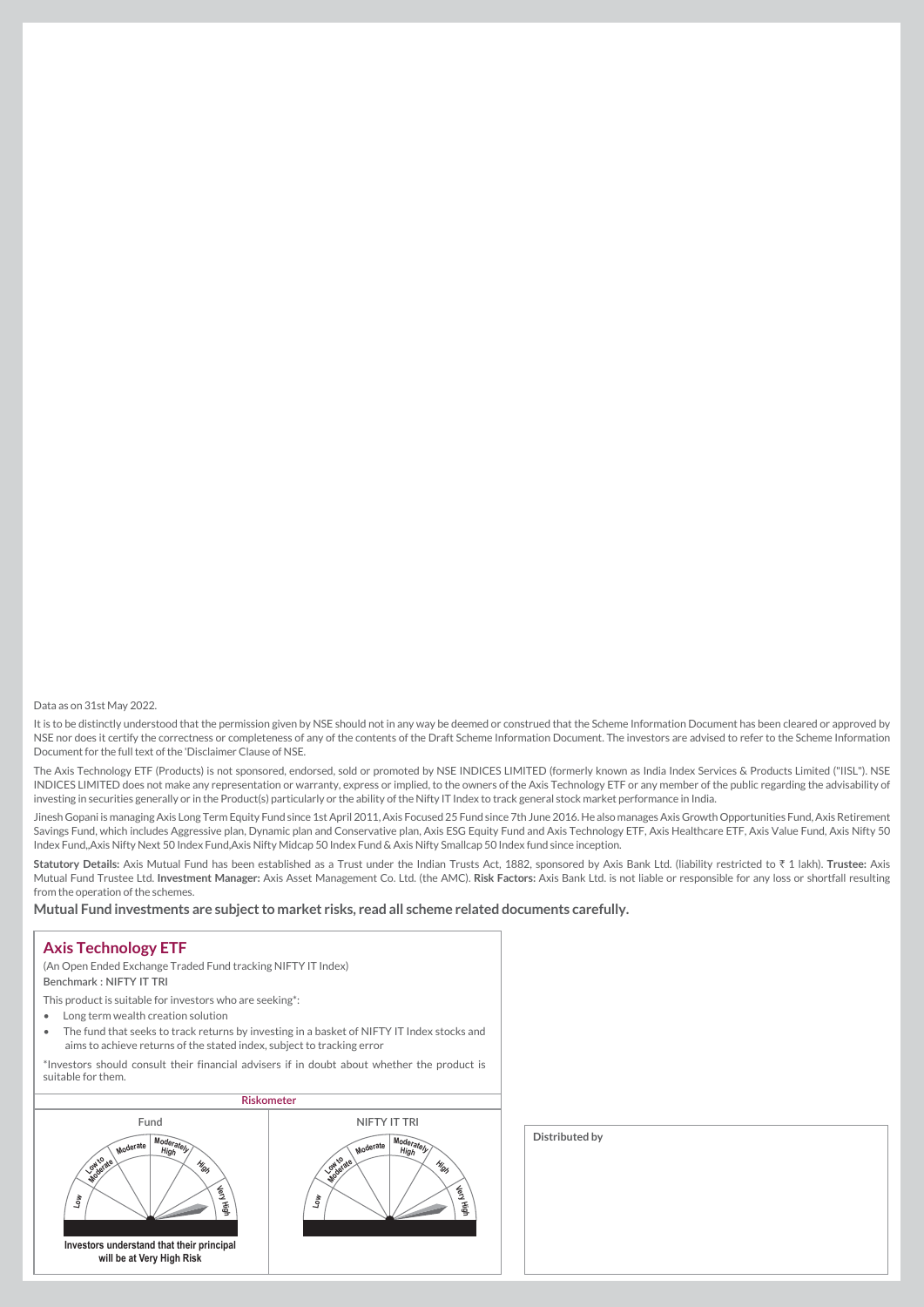Data as on 31st May 2022.

It is to be distinctly understood that the permission given by NSE should not in any way be deemed or construed that the Scheme Information Document has been cleared or approved by NSE nor does it certify the correctness or completeness of any of the contents of the Draft Scheme Information Document. The investors are advised to refer to the Scheme Information Document for the full text of the 'Disclaimer Clause of NSE.

The Axis Technology ETF (Products) is not sponsored, endorsed, sold or promoted by NSE INDICES LIMITED (formerly known as India Index Services & Products Limited ("IISL"). NSE INDICES LIMITED does not make any representation or warranty, express or implied, to the owners of the Axis Technology ETF or any member of the public regarding the advisability of investing in securities generally or in the Product(s) particularly or the ability of the Nifty IT Index to track general stock market performance in India.

Jinesh Gopani is managing Axis Long Term Equity Fund since 1st April 2011, Axis Focused 25 Fund since 7th June 2016. He also manages Axis Growth Opportunities Fund, Axis Retirement Savings Fund, which includes Aggressive plan, Dynamic plan and Conservative plan, Axis ESG Equity Fund and Axis Technology ETF, Axis Healthcare ETF, Axis Value Fund, Axis Nifty 50 Index Fund,,Axis Nifty Next 50 Index Fund,Axis Nifty Midcap 50 Index Fund & Axis Nifty Smallcap 50 Index fund since inception.

**Statutory Details:** Axis Mutual Fund has been established as a Trust under the Indian Trusts Act, 1882, sponsored by Axis Bank Ltd. (liability restricted to ₹ 1 lakh). **Trustee:** Axis Mutual Fund Trustee Ltd. **Investment Manager:** Axis Asset Management Co. Ltd. (the AMC). **Risk Factors:** Axis Bank Ltd. is not liable or responsible for any loss or shortfall resulting from the operation of the schemes.

**Mutual Fund investments are subject to market risks, read all scheme related documents carefully.**

## Axis Technology ETF

(An Open Ended Exchange Traded Fund tracking NIFTY IT Index)

Benchmark : NIFTY IT TRI

This product is suitable for investors who are seeking*:

- Long term wealth creation solution
- The fund that seeks to track returns by investing in a basket of NIFTY IT Index stocks and aims to achieve returns of the stated index, subject to tracking error

*Investors should consult their financial advisers if in doubt about whether the product is suitable for them.

Riskometer

Fund

Low
Low to Moderate
Moderate
Moderately High
High
Very High

Investors understand that their principal will be at Very High Risk

NIFTY IT TRI

Low
Low to Moderate
Moderate
Moderately High
High
Very High

**Distributed by**